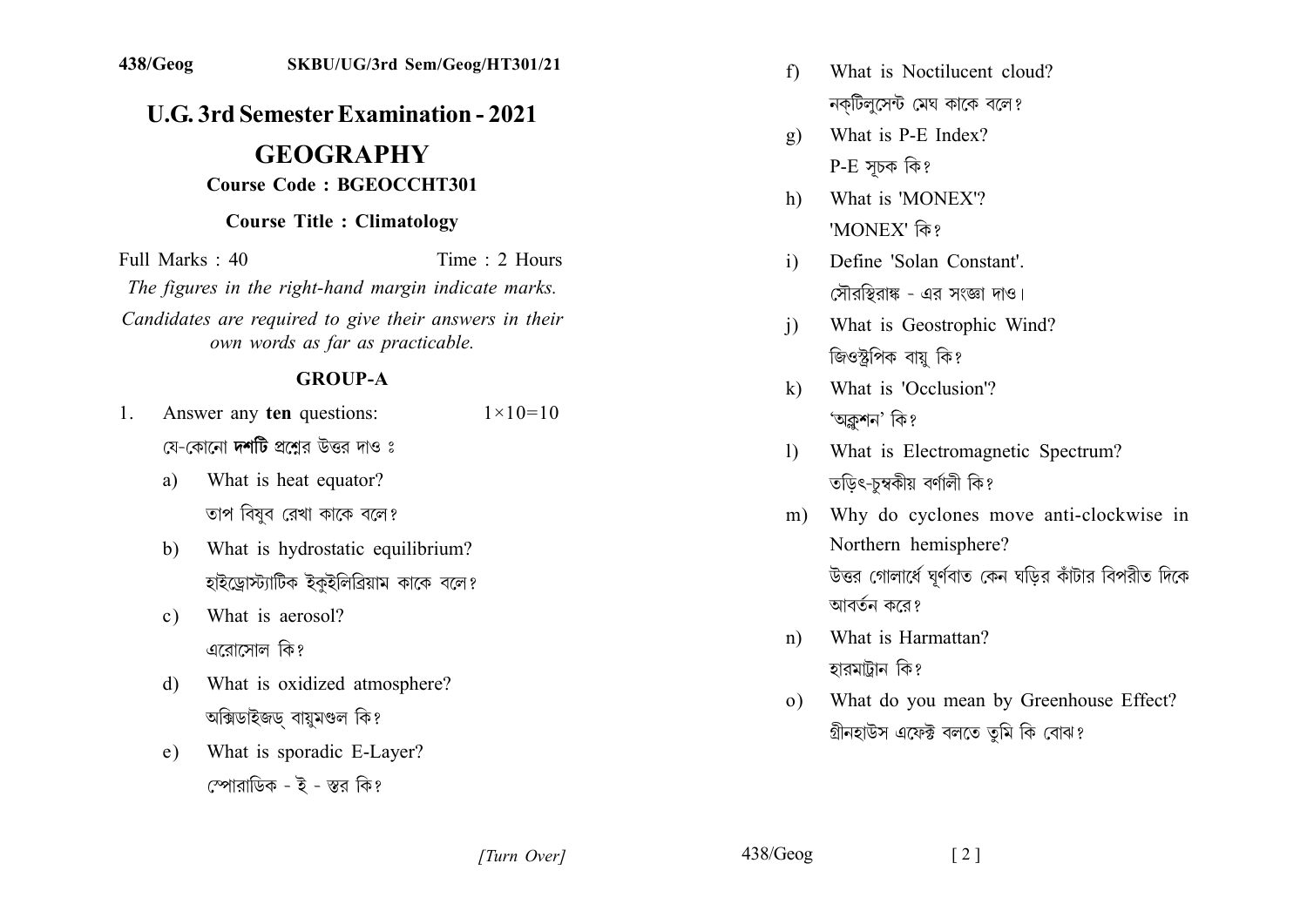438/Geog SKBU/UG/3rd Sem/Geog/HT301/21

# U.G. 3rd Semester Examination - 2021

## GEOGRAPHY

**Course Code : BGEOCCHT301**

**Course Title : Climatology**

Full Marks : 40 Time : 2 Hours

*The figures in the right-hand margin indicate marks.*

*Candidates are required to give their answers in their own words as far as practicable.*

### GROUP-A

1. Answer any **ten** questions: 1×10=10

   যে-কোনো **দশটি** প্রশ্নের উত্তর দাও ঃ

   a) What is heat equator?
   তাপ বিষুব রেখা কাকে বলে?

   b) What is hydrostatic equilibrium?
   হাইড্রোস্ট্যাটিক ইকুইলিব্রিয়াম কাকে বলে?

   c) What is aerosol?
   এরোসোল কি?

   d) What is oxidized atmosphere?
   অক্সিডাইজড্ বায়ুমণ্ডল কি?

   e) What is sporadic E-Layer?
   স্পোরাডিক - ই - স্তর কি?

   f) What is Noctilucent cloud?
   নক্‌টিলুসেন্ট মেঘ কাকে বলে?

   g) What is P-E Index?
   P-E সূচক কি?

   h) What is 'MONEX'?
   'MONEX' কি?

   i) Define 'Solan Constant'.
   সৌরস্থিরাঙ্ক - এর সংজ্ঞা দাও।

   j) What is Geostrophic Wind?
   জিওস্ট্রপিক বায়ু কি?

   k) What is 'Occlusion'?
   'অক্লুশন' কি?

   l) What is Electromagnetic Spectrum?
   তড়িৎ-চুম্বকীয় বর্ণালী কি?

   m) Why do cyclones move anti-clockwise in Northern hemisphere?
   উত্তর গোলার্ধে ঘূর্ণবাত কেন ঘড়ির কাঁটার বিপরীত দিকে আবর্তন করে?

   n) What is Harmattan?
   হারমাট্টান কি?

   o) What do you mean by Greenhouse Effect?
   গ্রীনহাউস এফেক্ট বলতে তুমি কি বোঝ?

[Turn Over]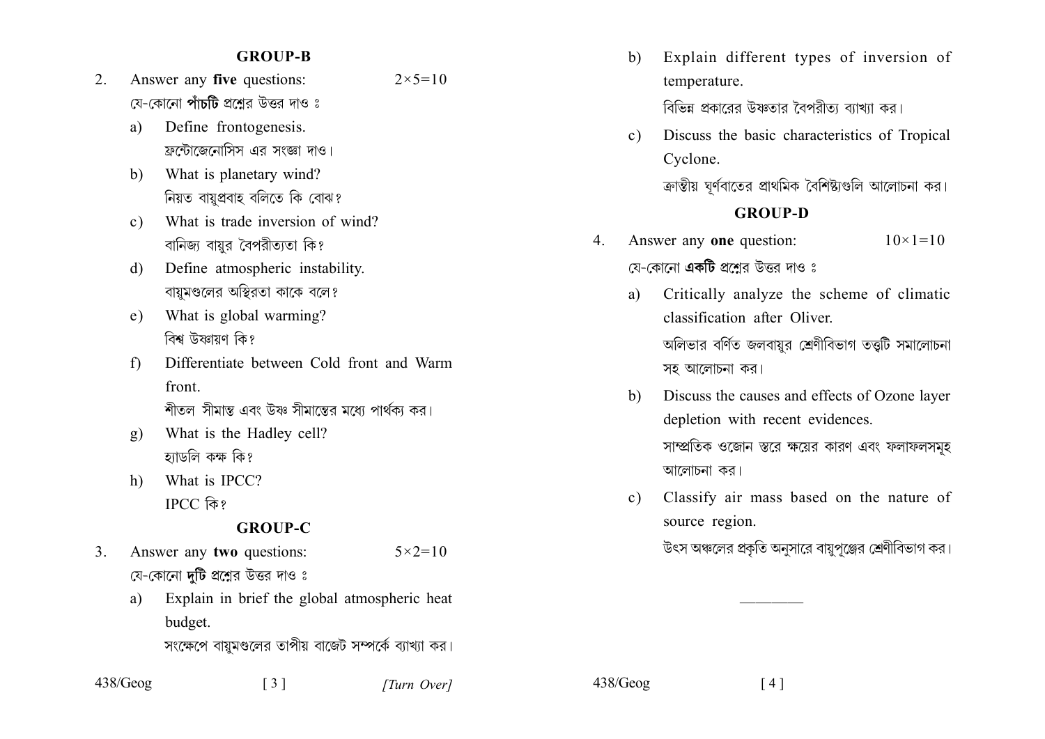## GROUP-B

2. Answer any **five** questions: $2\times5=10$

   যে-কোনো **পাঁচটি** প্রশ্নের উত্তর দাও ঃ

   a) Define frontogenesis.

   ফ্রন্টোজেনোসিস এর সংজ্ঞা দাও।

   b) What is planetary wind?

   নিয়ত বায়ুপ্রবাহ বলিতে কি বোঝ?

   c) What is trade inversion of wind?

   বানিজ্য বায়ুর বৈপরীত্যতা কি?

   d) Define atmospheric instability.

   বায়ুমণ্ডলের অস্থিরতা কাকে বলে?

   e) What is global warming?

   বিশ্ব উষ্ণায়ণ কি?

   f) Differentiate between Cold front and Warm front.

   শীতল সীমান্ত এবং উষ্ণ সীমান্তের মধ্যে পার্থক্য কর।

   g) What is the Hadley cell?

   হ্যাডলি কক্ষ কি?

   h) What is IPCC?

   IPCC কি?

## GROUP-C

3. Answer any **two** questions: $5\times2=10$

   যে-কোনো **দুটি** প্রশ্নের উত্তর দাও ঃ

   a) Explain in brief the global atmospheric heat budget.

   সংক্ষেপে বায়ুমণ্ডলের তাপীয় বাজেট সম্পর্কে ব্যাখ্যা কর।

   b) Explain different types of inversion of temperature.

   বিভিন্ন প্রকারের উষ্ণতার বৈপরীত্য ব্যাখ্যা কর।

   c) Discuss the basic characteristics of Tropical Cyclone.

   ক্রান্তীয় ঘূর্ণবাতের প্রাথমিক বৈশিষ্ট্যগুলি আলোচনা কর।

## GROUP-D

4. Answer any **one** question: $10\times1=10$

   যে-কোনো **একটি** প্রশ্নের উত্তর দাও ঃ

   a) Critically analyze the scheme of climatic classification after Oliver.

   অলিভার বর্ণিত জলবায়ুর শ্রেণীবিভাগ তত্ত্বটি সমালোচনা সহ আলোচনা কর।

   b) Discuss the causes and effects of Ozone layer depletion with recent evidences.

   সাম্প্রতিক ওজোন স্তরে ক্ষয়ের কারণ এবং ফলাফলসমূহ আলোচনা কর।

   c) Classify air mass based on the nature of source region.

   উৎস অঞ্চলের প্রকৃতি অনুসারে বায়ুপুঞ্জের শ্রেণীবিভাগ কর।

———